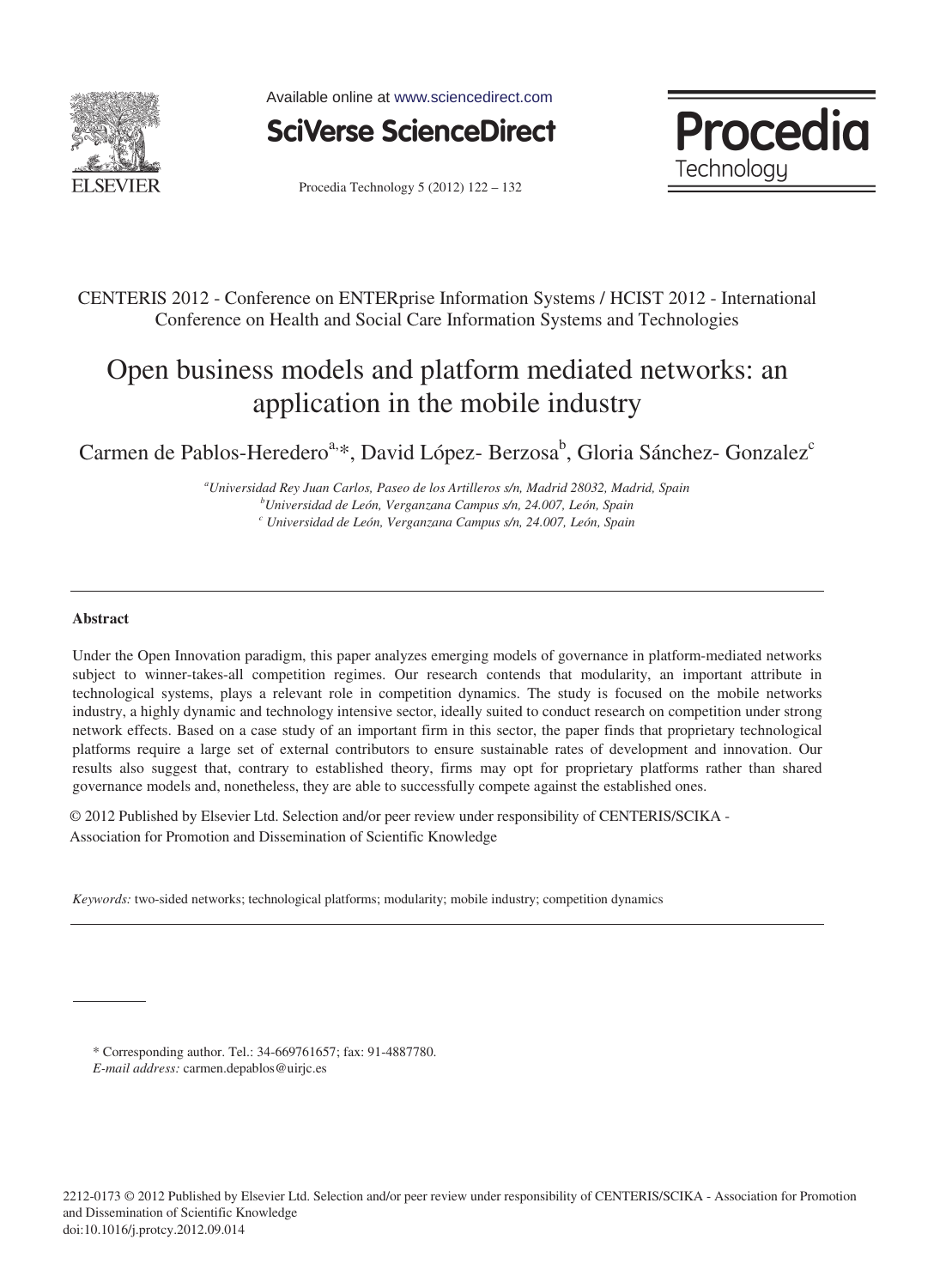CENTERIS 2012 - Conference on ENTERprise Information Systems / HCIST 2012 - International Conference on Health and Social Care Information Systems and Technologies

# Open business models and platform mediated networks: an application in the mobile industry

Carmen de Pablos-Heredero[a,*], David López- Berzosa[b], Gloria Sánchez- Gonzalez[c]

[a] *Universidad Rey Juan Carlos, Paseo de los Artilleros s/n, Madrid 28032, Madrid, Spain*
[b] *Universidad de León, Verganzana Campus s/n, 24.007, León, Spain*
[c] *Universidad de León, Verganzana Campus s/n, 24.007, León, Spain*

---

### Abstract

Under the Open Innovation paradigm, this paper analyzes emerging models of governance in platform-mediated networks subject to winner-takes-all competition regimes. Our research contends that modularity, an important attribute in technological systems, plays a relevant role in competition dynamics. The study is focused on the mobile networks industry, a highly dynamic and technology intensive sector, ideally suited to conduct research on competition under strong network effects. Based on a case study of an important firm in this sector, the paper finds that proprietary technological platforms require a large set of external contributors to ensure sustainable rates of development and innovation. Our results also suggest that, contrary to established theory, firms may opt for proprietary platforms rather than shared governance models and, nonetheless, they are able to successfully compete against the established ones.

© 2012 Published by Elsevier Ltd. Selection and/or peer review under responsibility of CENTERIS/SCIKA - Association for Promotion and Dissemination of Scientific Knowledge

*Keywords:* two-sided networks; technological platforms; modularity; mobile industry; competition dynamics

---

\* Corresponding author. Tel.: 34-669761657; fax: 91-4887780.
*E-mail address:* carmen.depablos@uirjc.es

2212-0173 © 2012 Published by Elsevier Ltd. Selection and/or peer review under responsibility of CENTERIS/SCIKA - Association for Promotion and Dissemination of Scientific Knowledge
doi:10.1016/j.protcy.2012.09.014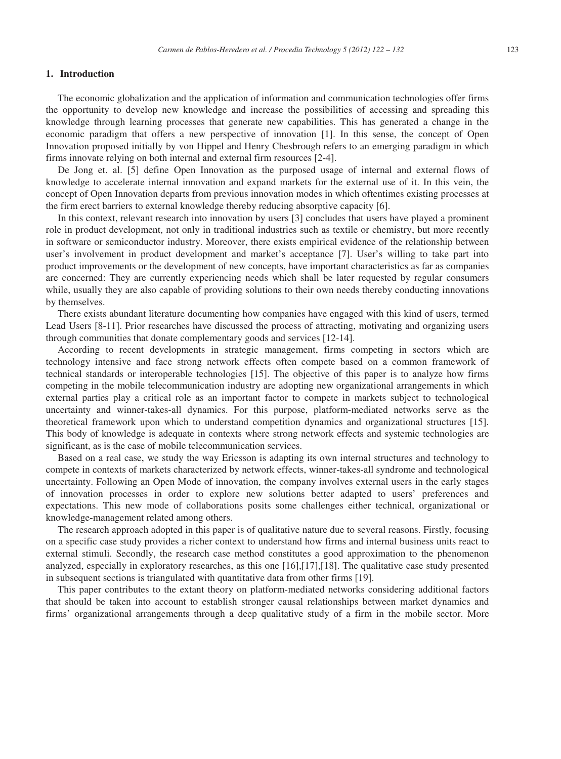## 1. Introduction

The economic globalization and the application of information and communication technologies offer firms the opportunity to develop new knowledge and increase the possibilities of accessing and spreading this knowledge through learning processes that generate new capabilities. This has generated a change in the economic paradigm that offers a new perspective of innovation [1]. In this sense, the concept of Open Innovation proposed initially by von Hippel and Henry Chesbrough refers to an emerging paradigm in which firms innovate relying on both internal and external firm resources [2-4].

De Jong et. al. [5] define Open Innovation as the purposed usage of internal and external flows of knowledge to accelerate internal innovation and expand markets for the external use of it. In this vein, the concept of Open Innovation departs from previous innovation modes in which oftentimes existing processes at the firm erect barriers to external knowledge thereby reducing absorptive capacity [6].

In this context, relevant research into innovation by users [3] concludes that users have played a prominent role in product development, not only in traditional industries such as textile or chemistry, but more recently in software or semiconductor industry. Moreover, there exists empirical evidence of the relationship between user's involvement in product development and market's acceptance [7]. User's willing to take part into product improvements or the development of new concepts, have important characteristics as far as companies are concerned: They are currently experiencing needs which shall be later requested by regular consumers while, usually they are also capable of providing solutions to their own needs thereby conducting innovations by themselves.

There exists abundant literature documenting how companies have engaged with this kind of users, termed Lead Users [8-11]. Prior researches have discussed the process of attracting, motivating and organizing users through communities that donate complementary goods and services [12-14].

According to recent developments in strategic management, firms competing in sectors which are technology intensive and face strong network effects often compete based on a common framework of technical standards or interoperable technologies [15]. The objective of this paper is to analyze how firms competing in the mobile telecommunication industry are adopting new organizational arrangements in which external parties play a critical role as an important factor to compete in markets subject to technological uncertainty and winner-takes-all dynamics. For this purpose, platform-mediated networks serve as the theoretical framework upon which to understand competition dynamics and organizational structures [15]. This body of knowledge is adequate in contexts where strong network effects and systemic technologies are significant, as is the case of mobile telecommunication services.

Based on a real case, we study the way Ericsson is adapting its own internal structures and technology to compete in contexts of markets characterized by network effects, winner-takes-all syndrome and technological uncertainty. Following an Open Mode of innovation, the company involves external users in the early stages of innovation processes in order to explore new solutions better adapted to users' preferences and expectations. This new mode of collaborations posits some challenges either technical, organizational or knowledge-management related among others.

The research approach adopted in this paper is of qualitative nature due to several reasons. Firstly, focusing on a specific case study provides a richer context to understand how firms and internal business units react to external stimuli. Secondly, the research case method constitutes a good approximation to the phenomenon analyzed, especially in exploratory researches, as this one [16],[17],[18]. The qualitative case study presented in subsequent sections is triangulated with quantitative data from other firms [19].

This paper contributes to the extant theory on platform-mediated networks considering additional factors that should be taken into account to establish stronger causal relationships between market dynamics and firms' organizational arrangements through a deep qualitative study of a firm in the mobile sector. More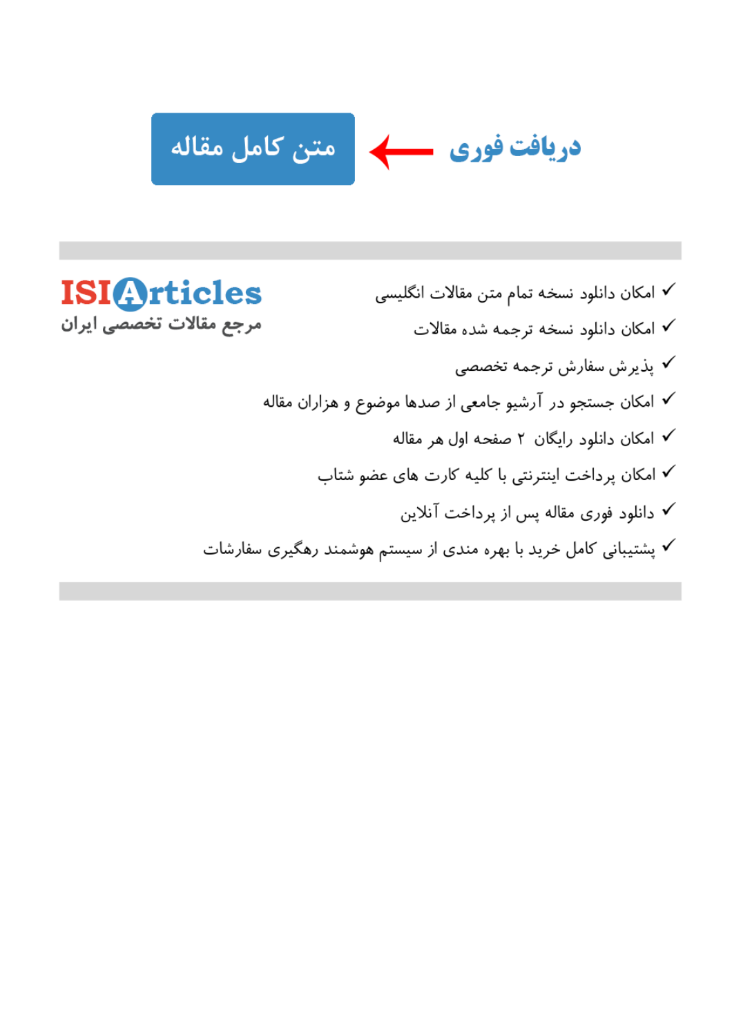دریافت فوری ← متن کامل مقاله

**ISIArticles**

مرجع مقالات تخصصی ایران

- ✓ امکان دانلود نسخه تمام متن مقالات انگلیسی
- ✓ امکان دانلود نسخه ترجمه شده مقالات
- ✓ پذیرش سفارش ترجمه تخصصی
- ✓ امکان جستجو در آرشیو جامعی از صدها موضوع و هزاران مقاله
- ✓ امکان دانلود رایگان ۲ صفحه اول هر مقاله
- ✓ امکان پرداخت اینترنتی با کلیه کارت های عضو شتاب
- ✓ دانلود فوری مقاله پس از پرداخت آنلاین
- ✓ پشتیبانی کامل خرید با بهره مندی از سیستم هوشمند رهگیری سفارشات